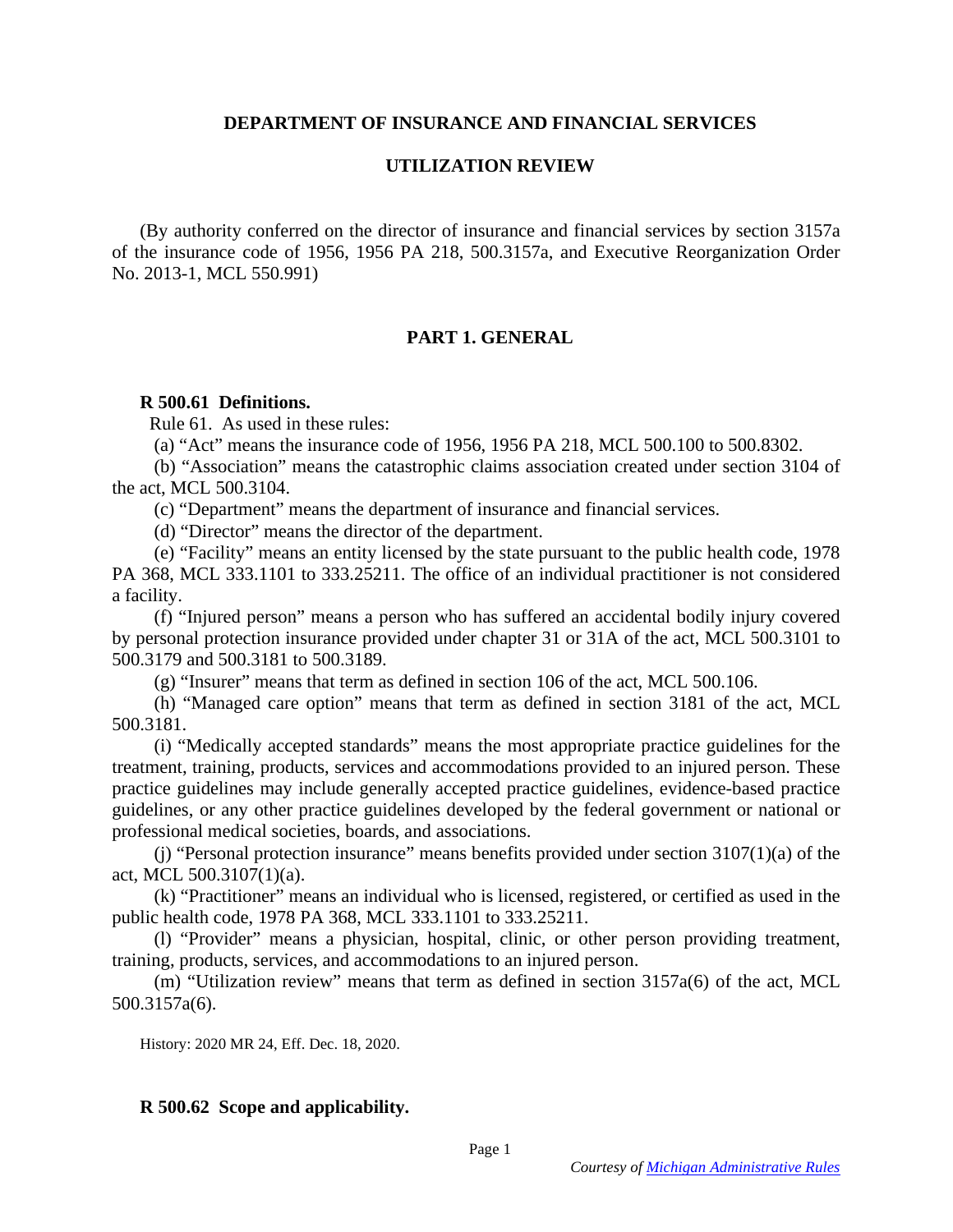**DEPARTMENT OF INSURANCE AND FINANCIAL SERVICES**

**UTILIZATION REVIEW**

(By authority conferred on the director of insurance and financial services by section 3157a of the insurance code of 1956, 1956 PA 218, 500.3157a, and Executive Reorganization Order No. 2013-1, MCL 550.991)

## PART 1. GENERAL

**R 500.61 Definitions.**

Rule 61. As used in these rules:

(a) "Act" means the insurance code of 1956, 1956 PA 218, MCL 500.100 to 500.8302.

(b) "Association" means the catastrophic claims association created under section 3104 of the act, MCL 500.3104.

(c) "Department" means the department of insurance and financial services.

(d) "Director" means the director of the department.

(e) "Facility" means an entity licensed by the state pursuant to the public health code, 1978 PA 368, MCL 333.1101 to 333.25211. The office of an individual practitioner is not considered a facility.

(f) "Injured person" means a person who has suffered an accidental bodily injury covered by personal protection insurance provided under chapter 31 or 31A of the act, MCL 500.3101 to 500.3179 and 500.3181 to 500.3189.

(g) "Insurer" means that term as defined in section 106 of the act, MCL 500.106.

(h) "Managed care option" means that term as defined in section 3181 of the act, MCL 500.3181.

(i) "Medically accepted standards" means the most appropriate practice guidelines for the treatment, training, products, services and accommodations provided to an injured person. These practice guidelines may include generally accepted practice guidelines, evidence-based practice guidelines, or any other practice guidelines developed by the federal government or national or professional medical societies, boards, and associations.

(j) "Personal protection insurance" means benefits provided under section 3107(1)(a) of the act, MCL 500.3107(1)(a).

(k) "Practitioner" means an individual who is licensed, registered, or certified as used in the public health code, 1978 PA 368, MCL 333.1101 to 333.25211.

(l) "Provider" means a physician, hospital, clinic, or other person providing treatment, training, products, services, and accommodations to an injured person.

(m) "Utilization review" means that term as defined in section 3157a(6) of the act, MCL 500.3157a(6).

History: 2020 MR 24, Eff. Dec. 18, 2020.

**R 500.62 Scope and applicability.**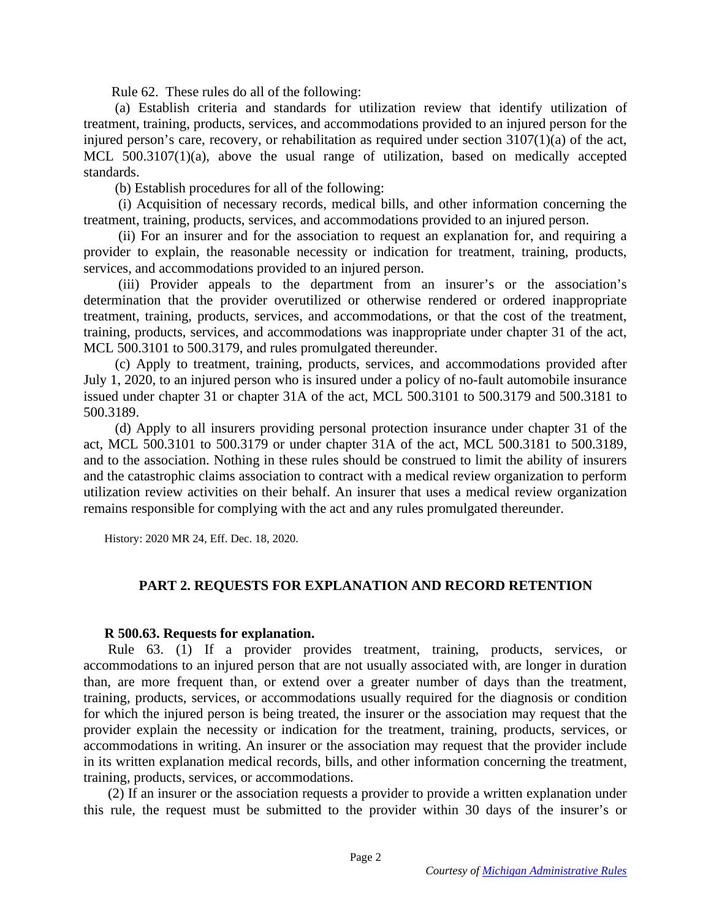Rule 62. These rules do all of the following:

(a) Establish criteria and standards for utilization review that identify utilization of treatment, training, products, services, and accommodations provided to an injured person for the injured person's care, recovery, or rehabilitation as required under section 3107(1)(a) of the act, MCL 500.3107(1)(a), above the usual range of utilization, based on medically accepted standards.

(b) Establish procedures for all of the following:

(i) Acquisition of necessary records, medical bills, and other information concerning the treatment, training, products, services, and accommodations provided to an injured person.

(ii) For an insurer and for the association to request an explanation for, and requiring a provider to explain, the reasonable necessity or indication for treatment, training, products, services, and accommodations provided to an injured person.

(iii) Provider appeals to the department from an insurer's or the association's determination that the provider overutilized or otherwise rendered or ordered inappropriate treatment, training, products, services, and accommodations, or that the cost of the treatment, training, products, services, and accommodations was inappropriate under chapter 31 of the act, MCL 500.3101 to 500.3179, and rules promulgated thereunder.

(c) Apply to treatment, training, products, services, and accommodations provided after July 1, 2020, to an injured person who is insured under a policy of no-fault automobile insurance issued under chapter 31 or chapter 31A of the act, MCL 500.3101 to 500.3179 and 500.3181 to 500.3189.

(d) Apply to all insurers providing personal protection insurance under chapter 31 of the act, MCL 500.3101 to 500.3179 or under chapter 31A of the act, MCL 500.3181 to 500.3189, and to the association. Nothing in these rules should be construed to limit the ability of insurers and the catastrophic claims association to contract with a medical review organization to perform utilization review activities on their behalf. An insurer that uses a medical review organization remains responsible for complying with the act and any rules promulgated thereunder.

History: 2020 MR 24, Eff. Dec. 18, 2020.

## PART 2. REQUESTS FOR EXPLANATION AND RECORD RETENTION

**R 500.63. Requests for explanation.**

Rule 63. (1) If a provider provides treatment, training, products, services, or accommodations to an injured person that are not usually associated with, are longer in duration than, are more frequent than, or extend over a greater number of days than the treatment, training, products, services, or accommodations usually required for the diagnosis or condition for which the injured person is being treated, the insurer or the association may request that the provider explain the necessity or indication for the treatment, training, products, services, or accommodations in writing. An insurer or the association may request that the provider include in its written explanation medical records, bills, and other information concerning the treatment, training, products, services, or accommodations.

(2) If an insurer or the association requests a provider to provide a written explanation under this rule, the request must be submitted to the provider within 30 days of the insurer's or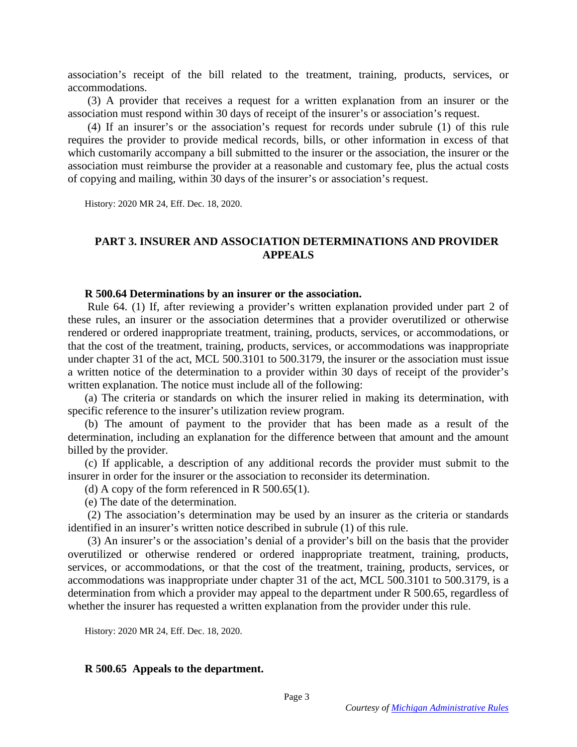association's receipt of the bill related to the treatment, training, products, services, or accommodations.

(3) A provider that receives a request for a written explanation from an insurer or the association must respond within 30 days of receipt of the insurer's or association's request.

(4) If an insurer's or the association's request for records under subrule (1) of this rule requires the provider to provide medical records, bills, or other information in excess of that which customarily accompany a bill submitted to the insurer or the association, the insurer or the association must reimburse the provider at a reasonable and customary fee, plus the actual costs of copying and mailing, within 30 days of the insurer's or association's request.

History: 2020 MR 24, Eff. Dec. 18, 2020.

## PART 3. INSURER AND ASSOCIATION DETERMINATIONS AND PROVIDER APPEALS

### R 500.64 Determinations by an insurer or the association.

Rule 64. (1) If, after reviewing a provider's written explanation provided under part 2 of these rules, an insurer or the association determines that a provider overutilized or otherwise rendered or ordered inappropriate treatment, training, products, services, or accommodations, or that the cost of the treatment, training, products, services, or accommodations was inappropriate under chapter 31 of the act, MCL 500.3101 to 500.3179, the insurer or the association must issue a written notice of the determination to a provider within 30 days of receipt of the provider's written explanation. The notice must include all of the following:

(a) The criteria or standards on which the insurer relied in making its determination, with specific reference to the insurer's utilization review program.

(b) The amount of payment to the provider that has been made as a result of the determination, including an explanation for the difference between that amount and the amount billed by the provider.

(c) If applicable, a description of any additional records the provider must submit to the insurer in order for the insurer or the association to reconsider its determination.

(d) A copy of the form referenced in R 500.65(1).

(e) The date of the determination.

(2) The association's determination may be used by an insurer as the criteria or standards identified in an insurer's written notice described in subrule (1) of this rule.

(3) An insurer's or the association's denial of a provider's bill on the basis that the provider overutilized or otherwise rendered or ordered inappropriate treatment, training, products, services, or accommodations, or that the cost of the treatment, training, products, services, or accommodations was inappropriate under chapter 31 of the act, MCL 500.3101 to 500.3179, is a determination from which a provider may appeal to the department under R 500.65, regardless of whether the insurer has requested a written explanation from the provider under this rule.

History: 2020 MR 24, Eff. Dec. 18, 2020.

### R 500.65 Appeals to the department.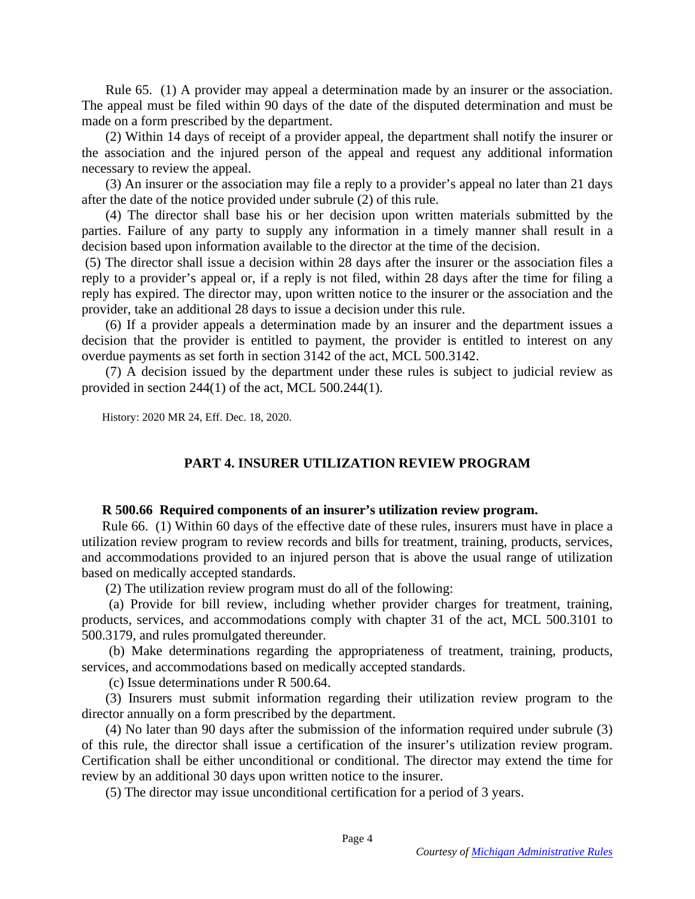Rule 65. (1) A provider may appeal a determination made by an insurer or the association. The appeal must be filed within 90 days of the date of the disputed determination and must be made on a form prescribed by the department.

(2) Within 14 days of receipt of a provider appeal, the department shall notify the insurer or the association and the injured person of the appeal and request any additional information necessary to review the appeal.

(3) An insurer or the association may file a reply to a provider's appeal no later than 21 days after the date of the notice provided under subrule (2) of this rule.

(4) The director shall base his or her decision upon written materials submitted by the parties. Failure of any party to supply any information in a timely manner shall result in a decision based upon information available to the director at the time of the decision.

(5) The director shall issue a decision within 28 days after the insurer or the association files a reply to a provider's appeal or, if a reply is not filed, within 28 days after the time for filing a reply has expired. The director may, upon written notice to the insurer or the association and the provider, take an additional 28 days to issue a decision under this rule.

(6) If a provider appeals a determination made by an insurer and the department issues a decision that the provider is entitled to payment, the provider is entitled to interest on any overdue payments as set forth in section 3142 of the act, MCL 500.3142.

(7) A decision issued by the department under these rules is subject to judicial review as provided in section 244(1) of the act, MCL 500.244(1).

History: 2020 MR 24, Eff. Dec. 18, 2020.

## PART 4. INSURER UTILIZATION REVIEW PROGRAM

**R 500.66 Required components of an insurer's utilization review program.**

Rule 66. (1) Within 60 days of the effective date of these rules, insurers must have in place a utilization review program to review records and bills for treatment, training, products, services, and accommodations provided to an injured person that is above the usual range of utilization based on medically accepted standards.

(2) The utilization review program must do all of the following:

(a) Provide for bill review, including whether provider charges for treatment, training, products, services, and accommodations comply with chapter 31 of the act, MCL 500.3101 to 500.3179, and rules promulgated thereunder.

(b) Make determinations regarding the appropriateness of treatment, training, products, services, and accommodations based on medically accepted standards.

(c) Issue determinations under R 500.64.

(3) Insurers must submit information regarding their utilization review program to the director annually on a form prescribed by the department.

(4) No later than 90 days after the submission of the information required under subrule (3) of this rule, the director shall issue a certification of the insurer's utilization review program. Certification shall be either unconditional or conditional. The director may extend the time for review by an additional 30 days upon written notice to the insurer.

(5) The director may issue unconditional certification for a period of 3 years.

*Courtesy of Michigan Administrative Rules*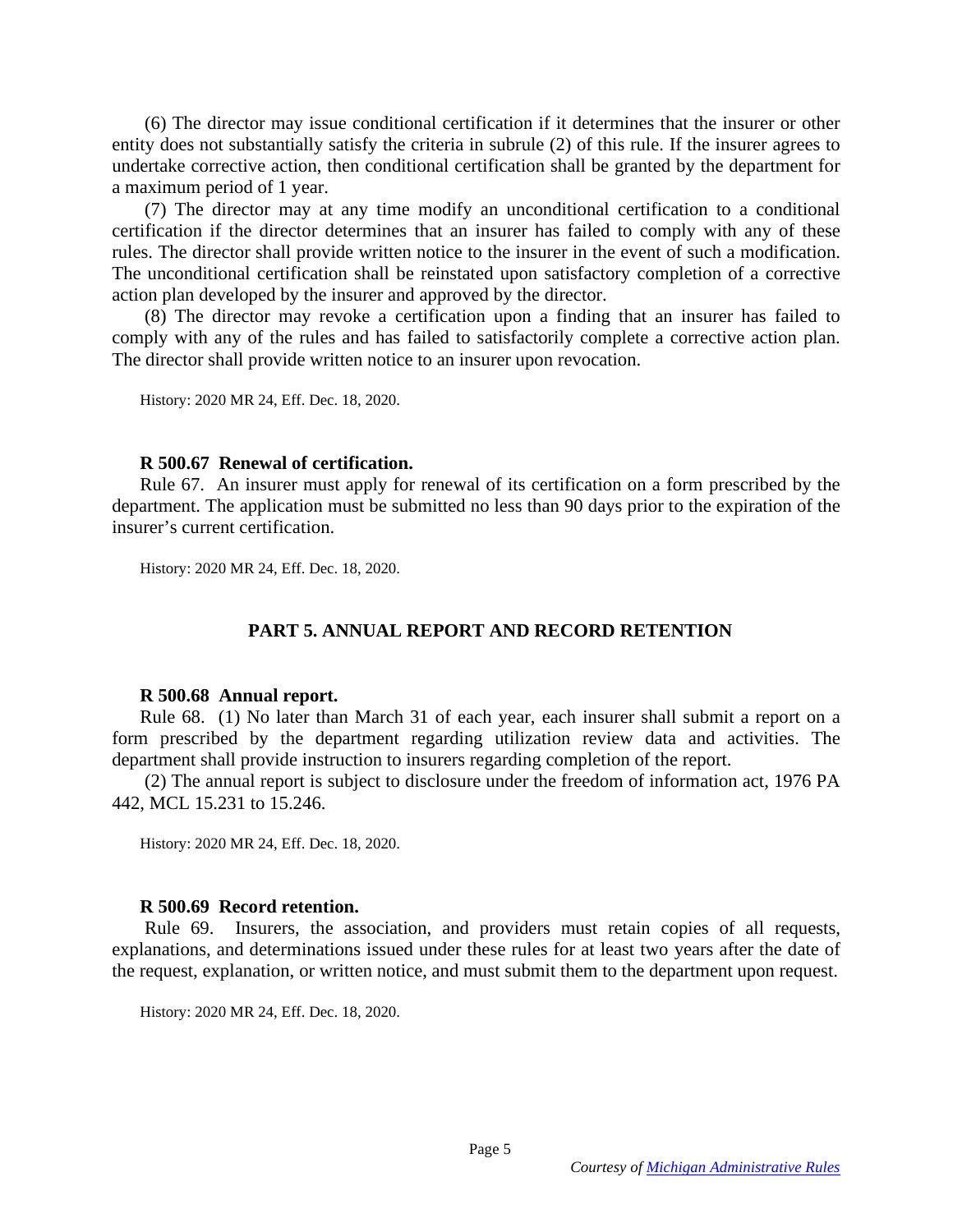(6) The director may issue conditional certification if it determines that the insurer or other entity does not substantially satisfy the criteria in subrule (2) of this rule. If the insurer agrees to undertake corrective action, then conditional certification shall be granted by the department for a maximum period of 1 year.

(7) The director may at any time modify an unconditional certification to a conditional certification if the director determines that an insurer has failed to comply with any of these rules. The director shall provide written notice to the insurer in the event of such a modification. The unconditional certification shall be reinstated upon satisfactory completion of a corrective action plan developed by the insurer and approved by the director.

(8) The director may revoke a certification upon a finding that an insurer has failed to comply with any of the rules and has failed to satisfactorily complete a corrective action plan. The director shall provide written notice to an insurer upon revocation.

History: 2020 MR 24, Eff. Dec. 18, 2020.

**R 500.67 Renewal of certification.**

Rule 67. An insurer must apply for renewal of its certification on a form prescribed by the department. The application must be submitted no less than 90 days prior to the expiration of the insurer's current certification.

History: 2020 MR 24, Eff. Dec. 18, 2020.

## PART 5. ANNUAL REPORT AND RECORD RETENTION

**R 500.68 Annual report.**

Rule 68. (1) No later than March 31 of each year, each insurer shall submit a report on a form prescribed by the department regarding utilization review data and activities. The department shall provide instruction to insurers regarding completion of the report.

(2) The annual report is subject to disclosure under the freedom of information act, 1976 PA 442, MCL 15.231 to 15.246.

History: 2020 MR 24, Eff. Dec. 18, 2020.

**R 500.69 Record retention.**

Rule 69. Insurers, the association, and providers must retain copies of all requests, explanations, and determinations issued under these rules for at least two years after the date of the request, explanation, or written notice, and must submit them to the department upon request.

History: 2020 MR 24, Eff. Dec. 18, 2020.

*Courtesy of [Michigan Administrative Rules]*